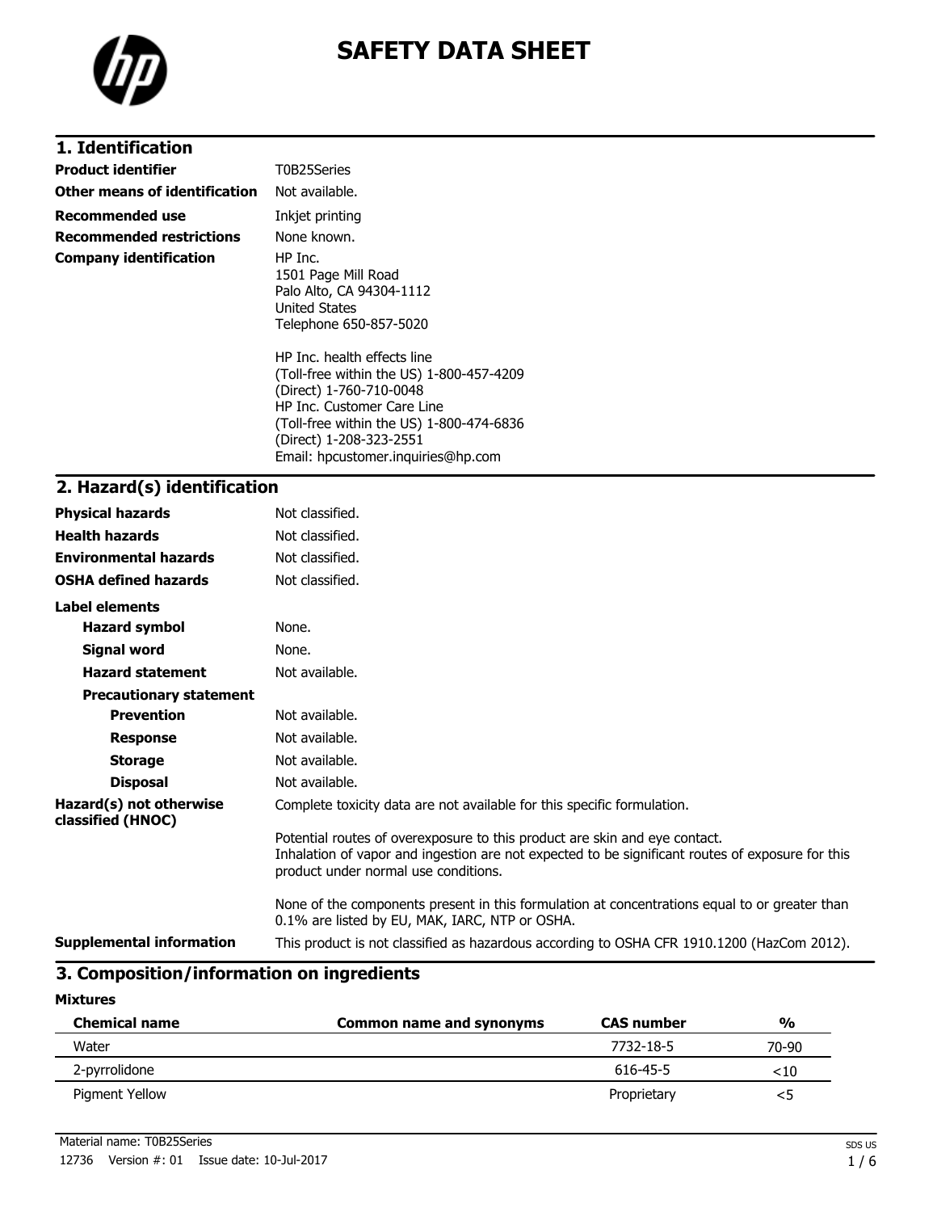# SAFETY DATA SHEET

## 1. Identification

| | |
|---|---|
| **Product identifier** | T0B25Series |
| **Other means of identification** | Not available. |
| **Recommended use** | Inkjet printing |
| **Recommended restrictions** | None known. |
| **Company identification** | HP Inc.<br>1501 Page Mill Road<br>Palo Alto, CA 94304-1112<br>United States<br>Telephone 650-857-5020<br><br>HP Inc. health effects line<br>(Toll-free within the US) 1-800-457-4209<br>(Direct) 1-760-710-0048<br>HP Inc. Customer Care Line<br>(Toll-free within the US) 1-800-474-6836<br>(Direct) 1-208-323-2551<br>Email: hpcustomer.inquiries@hp.com |

## 2. Hazard(s) identification

| | |
|---|---|
| **Physical hazards** | Not classified. |
| **Health hazards** | Not classified. |
| **Environmental hazards** | Not classified. |
| **OSHA defined hazards** | Not classified. |

**Label elements**

| | |
|---|---|
| **Hazard symbol** | None. |
| **Signal word** | None. |
| **Hazard statement** | Not available. |

**Precautionary statement**

| | |
|---|---|
| **Prevention** | Not available. |
| **Response** | Not available. |
| **Storage** | Not available. |
| **Disposal** | Not available. |

**Hazard(s) not otherwise classified (HNOC)**

Complete toxicity data are not available for this specific formulation.

Potential routes of overexposure to this product are skin and eye contact.
Inhalation of vapor and ingestion are not expected to be significant routes of exposure for this product under normal use conditions.

None of the components present in this formulation at concentrations equal to or greater than 0.1% are listed by EU, MAK, IARC, NTP or OSHA.

**Supplemental information**

This product is not classified as hazardous according to OSHA CFR 1910.1200 (HazCom 2012).

## 3. Composition/information on ingredients

**Mixtures**

| Chemical name | Common name and synonyms | CAS number | % |
|---|---|---|---|
| Water | | 7732-18-5 | 70-90 |
| 2-pyrrolidone | | 616-45-5 | <10 |
| Pigment Yellow | | Proprietary | <5 |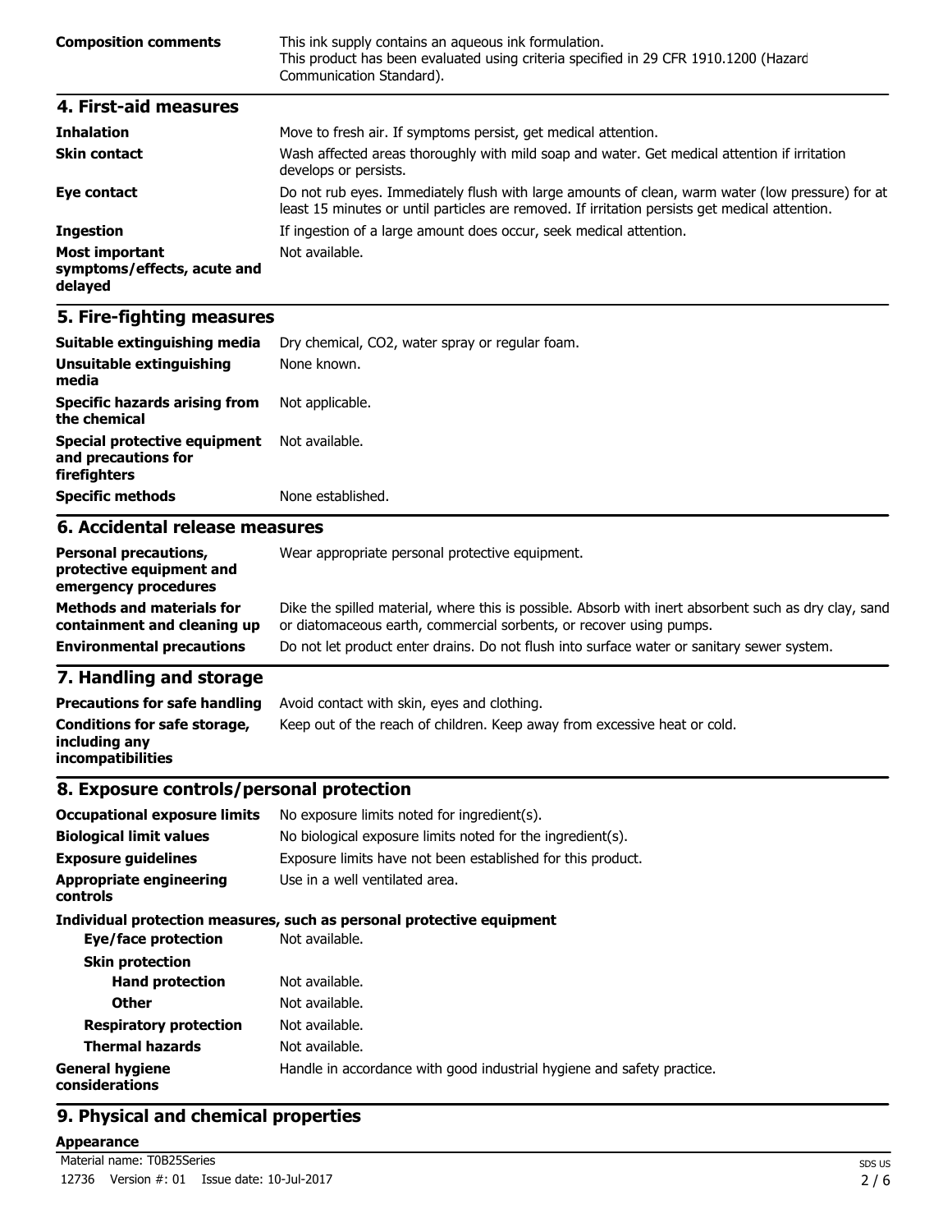| | |
|---|---|
| **Composition comments** | This ink supply contains an aqueous ink formulation. This product has been evaluated using criteria specified in 29 CFR 1910.1200 (Hazard Communication Standard). |

## 4. First-aid measures

| | |
|---|---|
| **Inhalation** | Move to fresh air. If symptoms persist, get medical attention. |
| **Skin contact** | Wash affected areas thoroughly with mild soap and water. Get medical attention if irritation develops or persists. |
| **Eye contact** | Do not rub eyes. Immediately flush with large amounts of clean, warm water (low pressure) for at least 15 minutes or until particles are removed. If irritation persists get medical attention. |
| **Ingestion** | If ingestion of a large amount does occur, seek medical attention. |
| **Most important symptoms/effects, acute and delayed** | Not available. |

## 5. Fire-fighting measures

| | |
|---|---|
| **Suitable extinguishing media** | Dry chemical, $CO_2$, water spray or regular foam. |
| **Unsuitable extinguishing media** | None known. |
| **Specific hazards arising from the chemical** | Not applicable. |
| **Special protective equipment and precautions for firefighters** | Not available. |
| **Specific methods** | None established. |

## 6. Accidental release measures

| | |
|---|---|
| **Personal precautions, protective equipment and emergency procedures** | Wear appropriate personal protective equipment. |
| **Methods and materials for containment and cleaning up** | Dike the spilled material, where this is possible. Absorb with inert absorbent such as dry clay, sand or diatomaceous earth, commercial sorbents, or recover using pumps. |
| **Environmental precautions** | Do not let product enter drains. Do not flush into surface water or sanitary sewer system. |

## 7. Handling and storage

| | |
|---|---|
| **Precautions for safe handling** | Avoid contact with skin, eyes and clothing. |
| **Conditions for safe storage, including any incompatibilities** | Keep out of the reach of children. Keep away from excessive heat or cold. |

## 8. Exposure controls/personal protection

| | |
|---|---|
| **Occupational exposure limits** | No exposure limits noted for ingredient(s). |
| **Biological limit values** | No biological exposure limits noted for the ingredient(s). |
| **Exposure guidelines** | Exposure limits have not been established for this product. |
| **Appropriate engineering controls** | Use in a well ventilated area. |

**Individual protection measures, such as personal protective equipment**

| | |
|---|---|
| **Eye/face protection** | Not available. |
| **Skin protection** | |
| **Hand protection** | Not available. |
| **Other** | Not available. |
| **Respiratory protection** | Not available. |
| **Thermal hazards** | Not available. |
| **General hygiene considerations** | Handle in accordance with good industrial hygiene and safety practice. |

## 9. Physical and chemical properties

**Appearance**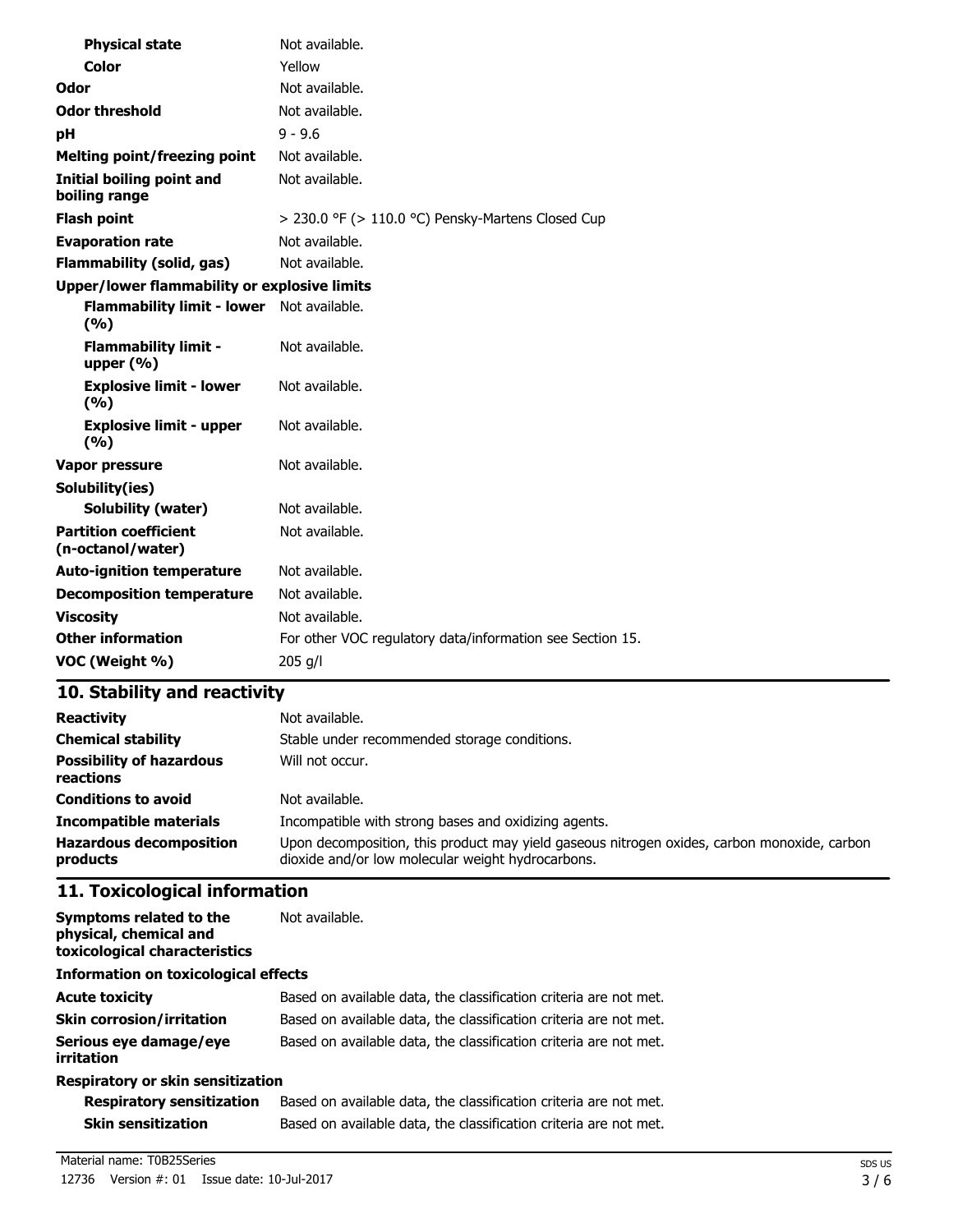| | |
|---|---|
| **Physical state** | Not available. |
| **Color** | Yellow |
| **Odor** | Not available. |
| **Odor threshold** | Not available. |
| **pH** | 9 - 9.6 |
| **Melting point/freezing point** | Not available. |
| **Initial boiling point and boiling range** | Not available. |
| **Flash point** | > 230.0 °F (> 110.0 °C) Pensky-Martens Closed Cup |
| **Evaporation rate** | Not available. |
| **Flammability (solid, gas)** | Not available. |
| **Upper/lower flammability or explosive limits** | |
| **Flammability limit - lower (%)** | Not available. |
| **Flammability limit - upper (%)** | Not available. |
| **Explosive limit - lower (%)** | Not available. |
| **Explosive limit - upper (%)** | Not available. |
| **Vapor pressure** | Not available. |
| **Solubility(ies)** | |
| **Solubility (water)** | Not available. |
| **Partition coefficient (n-octanol/water)** | Not available. |
| **Auto-ignition temperature** | Not available. |
| **Decomposition temperature** | Not available. |
| **Viscosity** | Not available. |
| **Other information** | For other VOC regulatory data/information see Section 15. |
| **VOC (Weight %)** | 205 g/l |

## 10. Stability and reactivity

| | |
|---|---|
| **Reactivity** | Not available. |
| **Chemical stability** | Stable under recommended storage conditions. |
| **Possibility of hazardous reactions** | Will not occur. |
| **Conditions to avoid** | Not available. |
| **Incompatible materials** | Incompatible with strong bases and oxidizing agents. |
| **Hazardous decomposition products** | Upon decomposition, this product may yield gaseous nitrogen oxides, carbon monoxide, carbon dioxide and/or low molecular weight hydrocarbons. |

## 11. Toxicological information

| | |
|---|---|
| **Symptoms related to the physical, chemical and toxicological characteristics** | Not available. |
| **Information on toxicological effects** | |
| **Acute toxicity** | Based on available data, the classification criteria are not met. |
| **Skin corrosion/irritation** | Based on available data, the classification criteria are not met. |
| **Serious eye damage/eye irritation** | Based on available data, the classification criteria are not met. |
| **Respiratory or skin sensitization** | |
| **Respiratory sensitization** | Based on available data, the classification criteria are not met. |
| **Skin sensitization** | Based on available data, the classification criteria are not met. |

Material name: T0B25Series

12736 Version #: 01 Issue date: 10-Jul-2017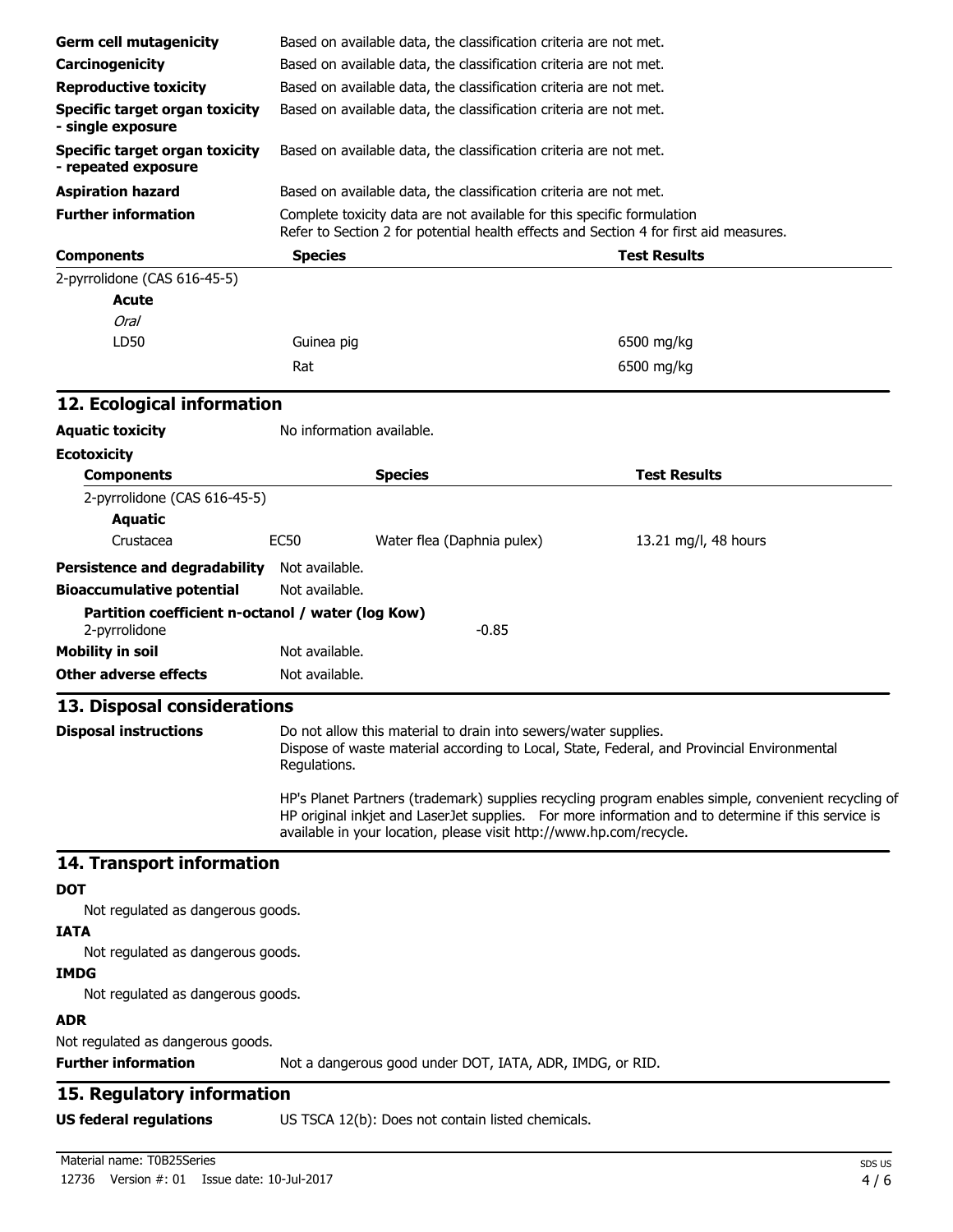| | |
|---|---|
| **Germ cell mutagenicity** | Based on available data, the classification criteria are not met. |
| **Carcinogenicity** | Based on available data, the classification criteria are not met. |
| **Reproductive toxicity** | Based on available data, the classification criteria are not met. |
| **Specific target organ toxicity - single exposure** | Based on available data, the classification criteria are not met. |
| **Specific target organ toxicity - repeated exposure** | Based on available data, the classification criteria are not met. |
| **Aspiration hazard** | Based on available data, the classification criteria are not met. |
| **Further information** | Complete toxicity data are not available for this specific formulation<br>Refer to Section 2 for potential health effects and Section 4 for first aid measures. |

| Components | Species | Test Results |
|---|---|---|
| 2-pyrrolidone (CAS 616-45-5) | | |
| **Acute** | | |
| *Oral* | | |
| LD50 | Guinea pig | 6500 mg/kg |
| | Rat | 6500 mg/kg |

## 12. Ecological information

**Aquatic toxicity** No information available.

**Ecotoxicity**

| Components | | Species | Test Results |
|---|---|---|---|
| 2-pyrrolidone (CAS 616-45-5) | | | |
| **Aquatic** | | | |
| Crustacea | EC50 | Water flea (Daphnia pulex) | 13.21 mg/l, 48 hours |

**Persistence and degradability** Not available.

**Bioaccumulative potential** Not available.

**Partition coefficient n-octanol / water (log Kow)**

2-pyrrolidone -0.85

**Mobility in soil** Not available.

**Other adverse effects** Not available.

## 13. Disposal considerations

**Disposal instructions** Do not allow this material to drain into sewers/water supplies.
Dispose of waste material according to Local, State, Federal, and Provincial Environmental Regulations.

HP's Planet Partners (trademark) supplies recycling program enables simple, convenient recycling of HP original inkjet and LaserJet supplies. For more information and to determine if this service is available in your location, please visit http://www.hp.com/recycle.

## 14. Transport information

**DOT**

Not regulated as dangerous goods.

**IATA**

Not regulated as dangerous goods.

**IMDG**

Not regulated as dangerous goods.

**ADR**

Not regulated as dangerous goods.

**Further information** Not a dangerous good under DOT, IATA, ADR, IMDG, or RID.

## 15. Regulatory information

**US federal regulations** US TSCA 12(b): Does not contain listed chemicals.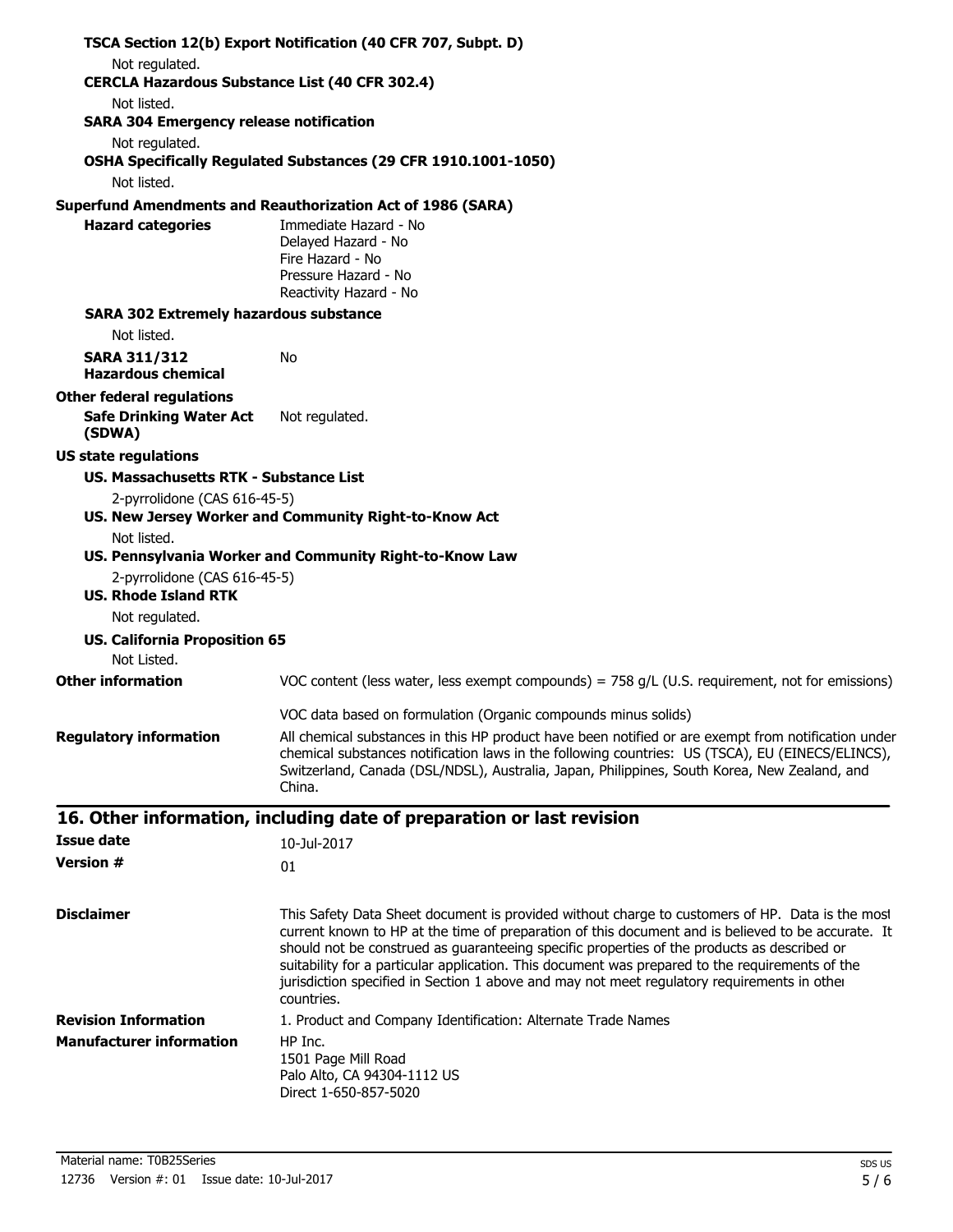**TSCA Section 12(b) Export Notification (40 CFR 707, Subpt. D)**

Not regulated.

**CERCLA Hazardous Substance List (40 CFR 302.4)**

Not listed.

**SARA 304 Emergency release notification**

Not regulated.

**OSHA Specifically Regulated Substances (29 CFR 1910.1001-1050)**

Not listed.

**Superfund Amendments and Reauthorization Act of 1986 (SARA)**

**Hazard categories**
Immediate Hazard - No
Delayed Hazard - No
Fire Hazard - No
Pressure Hazard - No
Reactivity Hazard - No

**SARA 302 Extremely hazardous substance**

Not listed.

**SARA 311/312 Hazardous chemical** No

**Other federal regulations**

**Safe Drinking Water Act (SDWA)** Not regulated.

**US state regulations**

**US. Massachusetts RTK - Substance List**

2-pyrrolidone (CAS 616-45-5)

**US. New Jersey Worker and Community Right-to-Know Act**

Not listed.

**US. Pennsylvania Worker and Community Right-to-Know Law**

2-pyrrolidone (CAS 616-45-5)

**US. Rhode Island RTK**

Not regulated.

**US. California Proposition 65**

Not Listed.

**Other information**
VOC content (less water, less exempt compounds) = 758 g/L (U.S. requirement, not for emissions)

VOC data based on formulation (Organic compounds minus solids)

**Regulatory information**
All chemical substances in this HP product have been notified or are exempt from notification under chemical substances notification laws in the following countries: US (TSCA), EU (EINECS/ELINCS), Switzerland, Canada (DSL/NDSL), Australia, Japan, Philippines, South Korea, New Zealand, and China.

## 16. Other information, including date of preparation or last revision

**Issue date** 10-Jul-2017

**Version #** 01

**Disclaimer**
This Safety Data Sheet document is provided without charge to customers of HP. Data is the most current known to HP at the time of preparation of this document and is believed to be accurate. It should not be construed as guaranteeing specific properties of the products as described or suitability for a particular application. This document was prepared to the requirements of the jurisdiction specified in Section 1 above and may not meet regulatory requirements in other countries.

**Revision Information** 1. Product and Company Identification: Alternate Trade Names

**Manufacturer information**
HP Inc.
1501 Page Mill Road
Palo Alto, CA 94304-1112 US
Direct 1-650-857-5020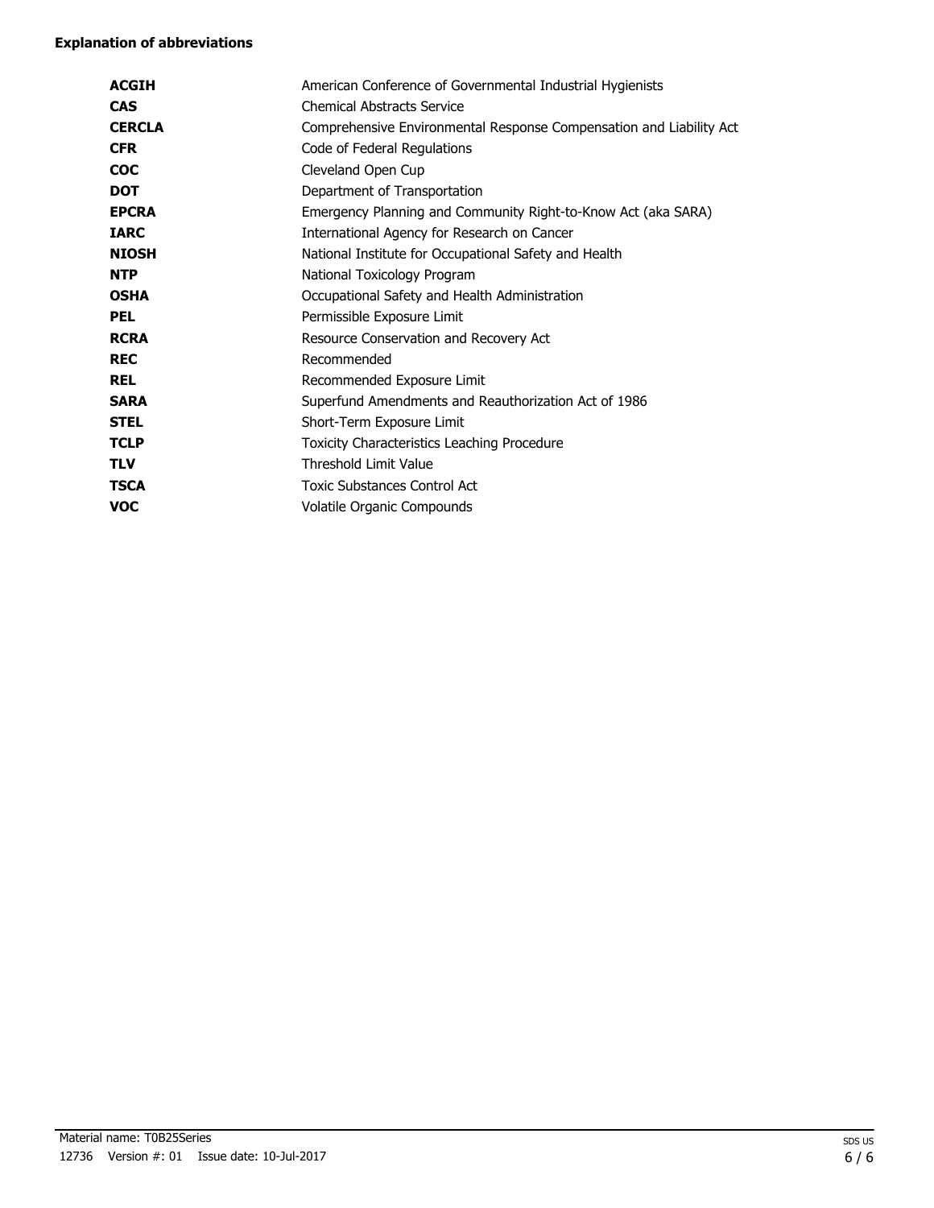**Explanation of abbreviations**

| | |
|---|---|
| **ACGIH** | American Conference of Governmental Industrial Hygienists |
| **CAS** | Chemical Abstracts Service |
| **CERCLA** | Comprehensive Environmental Response Compensation and Liability Act |
| **CFR** | Code of Federal Regulations |
| **COC** | Cleveland Open Cup |
| **DOT** | Department of Transportation |
| **EPCRA** | Emergency Planning and Community Right-to-Know Act (aka SARA) |
| **IARC** | International Agency for Research on Cancer |
| **NIOSH** | National Institute for Occupational Safety and Health |
| **NTP** | National Toxicology Program |
| **OSHA** | Occupational Safety and Health Administration |
| **PEL** | Permissible Exposure Limit |
| **RCRA** | Resource Conservation and Recovery Act |
| **REC** | Recommended |
| **REL** | Recommended Exposure Limit |
| **SARA** | Superfund Amendments and Reauthorization Act of 1986 |
| **STEL** | Short-Term Exposure Limit |
| **TCLP** | Toxicity Characteristics Leaching Procedure |
| **TLV** | Threshold Limit Value |
| **TSCA** | Toxic Substances Control Act |
| **VOC** | Volatile Organic Compounds |